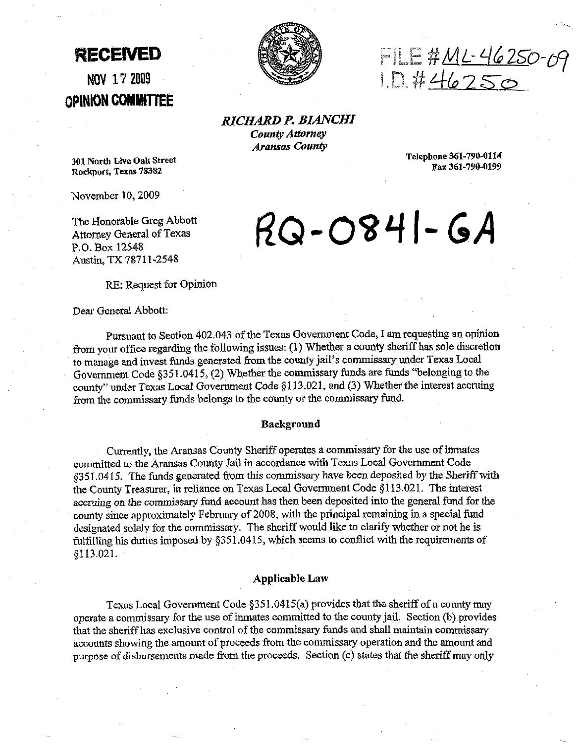**RECEIVED**

**NOV 17 2009**

**OPINION COMMITTEE**

FILE #ML-46250-09
I.D.#46250

***RICHARD P. BIANCHI***
***County Attorney***
***Aransas County***

301 North Live Oak Street
Rockport, Texas 78382

Telephone 361-790-0114
Fax 361-790-0199

November 10, 2009

The Honorable Greg Abbott
Attorney General of Texas
P.O. Box 12548
Austin, TX 78711-2548

# RQ-0841-GA

RE: Request for Opinion

Dear General Abbott:

Pursuant to Section 402.043 of the Texas Government Code, I am requesting an opinion from your office regarding the following issues: (1) Whether a county sheriff has sole discretion to manage and invest funds generated from the county jail's commissary under Texas Local Government Code §351.0415, (2) Whether the commissary funds are funds "belonging to the county" under Texas Local Government Code §113.021, and (3) Whether the interest accruing from the commissary funds belongs to the county or the commissary fund.

**Background**

Currently, the Aransas County Sheriff operates a commissary for the use of inmates committed to the Aransas County Jail in accordance with Texas Local Government Code §351.0415. The funds generated from this commissary have been deposited by the Sheriff with the County Treasurer, in reliance on Texas Local Government Code §113.021. The interest accruing on the commissary fund account has then been deposited into the general fund for the county since approximately February of 2008, with the principal remaining in a special fund designated solely for the commissary. The sheriff would like to clarify whether or not he is fulfilling his duties imposed by §351.0415, which seems to conflict with the requirements of §113.021.

**Applicable Law**

Texas Local Government Code §351.0415(a) provides that the sheriff of a county may operate a commissary for the use of inmates committed to the county jail. Section (b) provides that the sheriff has exclusive control of the commissary funds and shall maintain commissary accounts showing the amount of proceeds from the commissary operation and the amount and purpose of disbursements made from the proceeds. Section (c) states that the sheriff may only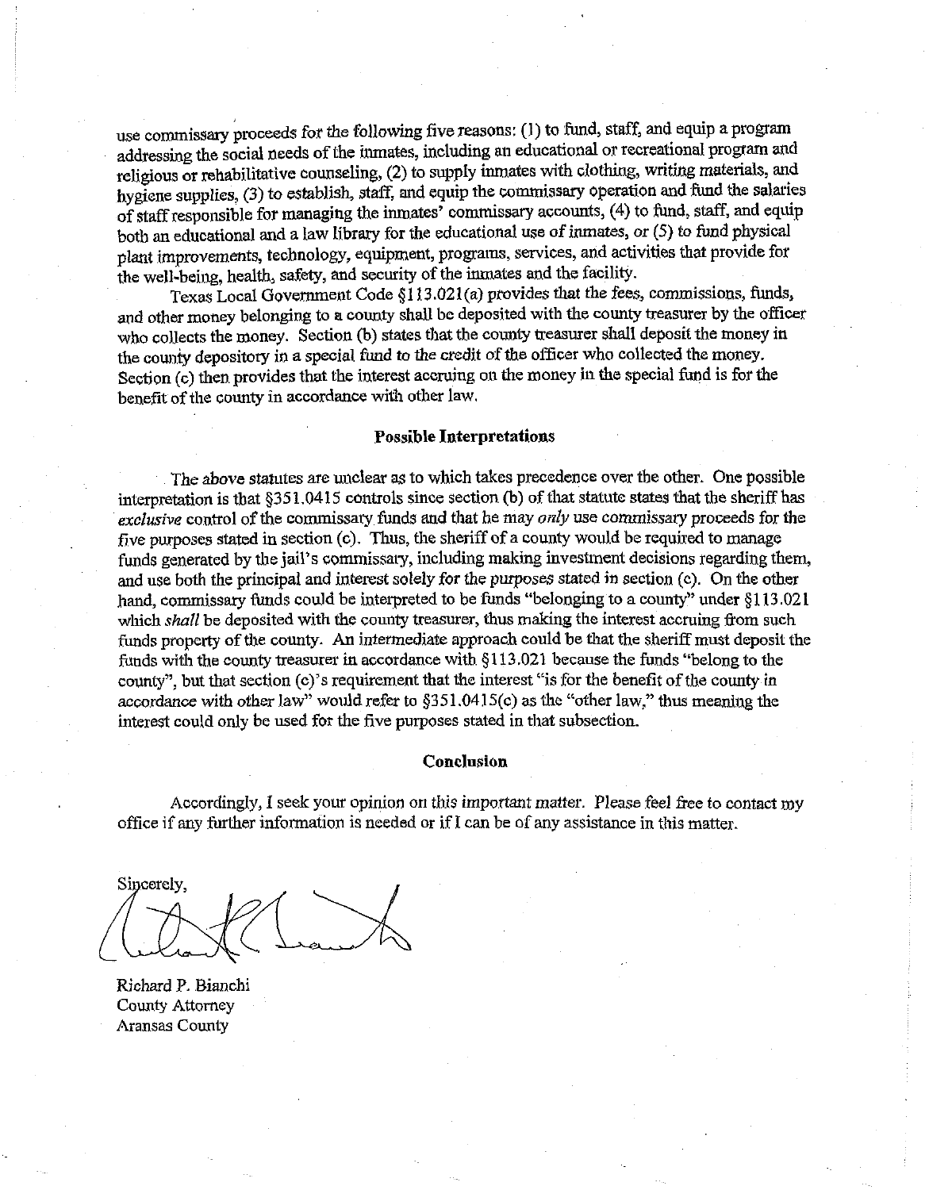use commissary proceeds for the following five reasons: (1) to fund, staff, and equip a program addressing the social needs of the inmates, including an educational or recreational program and religious or rehabilitative counseling, (2) to supply inmates with clothing, writing materials, and hygiene supplies, (3) to establish, staff, and equip the commissary operation and fund the salaries of staff responsible for managing the inmates' commissary accounts, (4) to fund, staff, and equip both an educational and a law library for the educational use of inmates, or (5) to fund physical plant improvements, technology, equipment, programs, services, and activities that provide for the well-being, health, safety, and security of the inmates and the facility.

Texas Local Government Code §113.021(a) provides that the fees, commissions, funds, and other money belonging to a county shall be deposited with the county treasurer by the officer who collects the money. Section (b) states that the county treasurer shall deposit the money in the county depository in a special fund to the credit of the officer who collected the money. Section (c) then provides that the interest accruing on the money in the special fund is for the benefit of the county in accordance with other law.

**Possible Interpretations**

The above statutes are unclear as to which takes precedence over the other. One possible interpretation is that §351.0415 controls since section (b) of that statute states that the sheriff has *exclusive* control of the commissary funds and that he may *only* use commissary proceeds for the five purposes stated in section (c). Thus, the sheriff of a county would be required to manage funds generated by the jail's commissary, including making investment decisions regarding them, and use both the principal and interest solely for the purposes stated in section (c). On the other hand, commissary funds could be interpreted to be funds "belonging to a county" under §113.021 which *shall* be deposited with the county treasurer, thus making the interest accruing from such funds property of the county. An intermediate approach could be that the sheriff must deposit the funds with the county treasurer in accordance with §113.021 because the funds "belong to the county", but that section (c)'s requirement that the interest "is for the benefit of the county in accordance with other law" would refer to §351.0415(c) as the "other law," thus meaning the interest could only be used for the five purposes stated in that subsection.

**Conclusion**

Accordingly, I seek your opinion on this important matter. Please feel free to contact my office if any further information is needed or if I can be of any assistance in this matter.

Sincerely,

Richard P. Bianchi
County Attorney
Aransas County